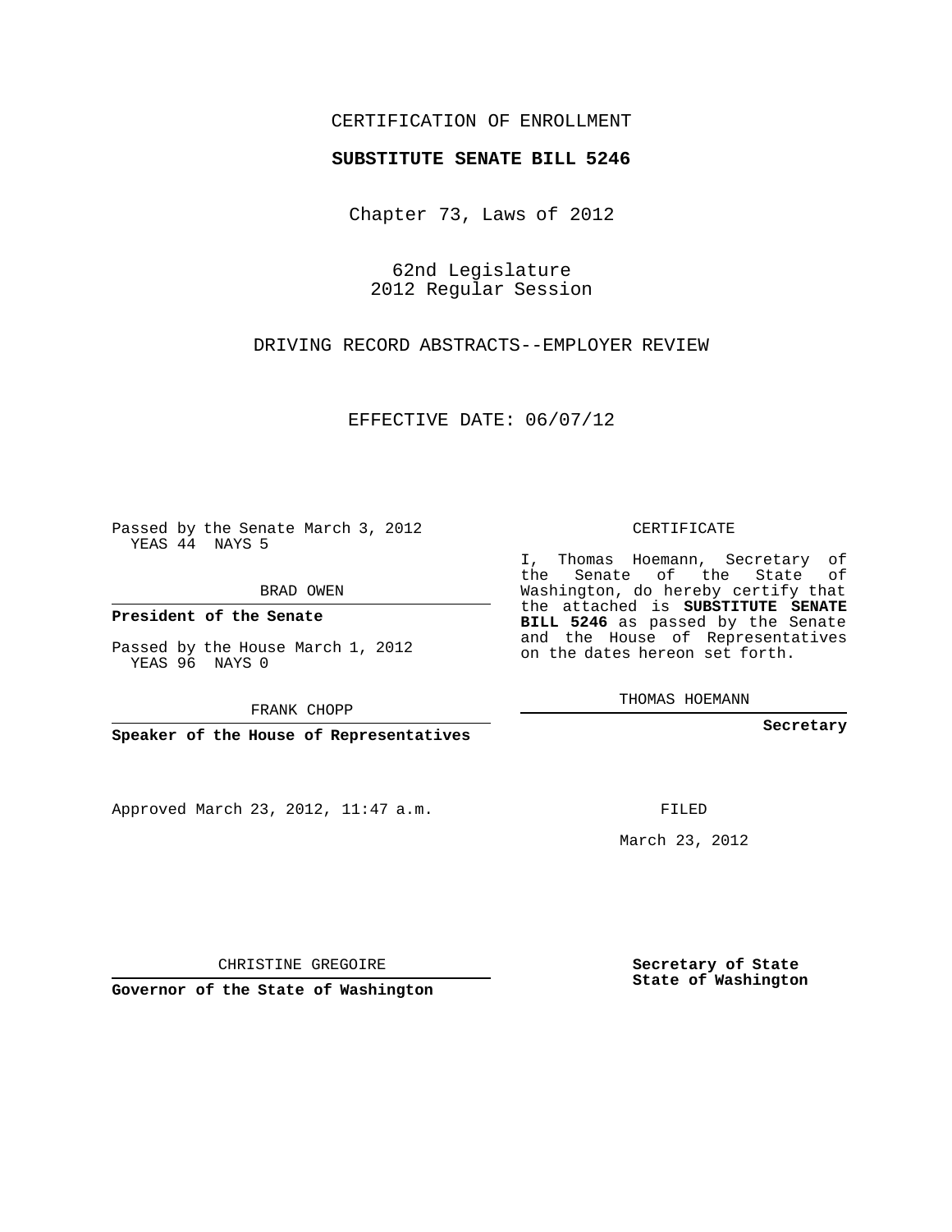CERTIFICATION OF ENROLLMENT

**SUBSTITUTE SENATE BILL 5246**

Chapter 73, Laws of 2012

62nd Legislature
2012 Regular Session

DRIVING RECORD ABSTRACTS--EMPLOYER REVIEW

EFFECTIVE DATE: 06/07/12

Passed by the Senate March 3, 2012
YEAS 44 NAYS 5

BRAD OWEN

**President of the Senate**

Passed by the House March 1, 2012
YEAS 96 NAYS 0

FRANK CHOPP

**Speaker of the House of Representatives**

CERTIFICATE

I, Thomas Hoemann, Secretary of the Senate of the State of Washington, do hereby certify that the attached is **SUBSTITUTE SENATE BILL 5246** as passed by the Senate and the House of Representatives on the dates hereon set forth.

THOMAS HOEMANN

**Secretary**

Approved March 23, 2012, 11:47 a.m.

FILED

March 23, 2012

CHRISTINE GREGOIRE

**Governor of the State of Washington**

**Secretary of State**
**State of Washington**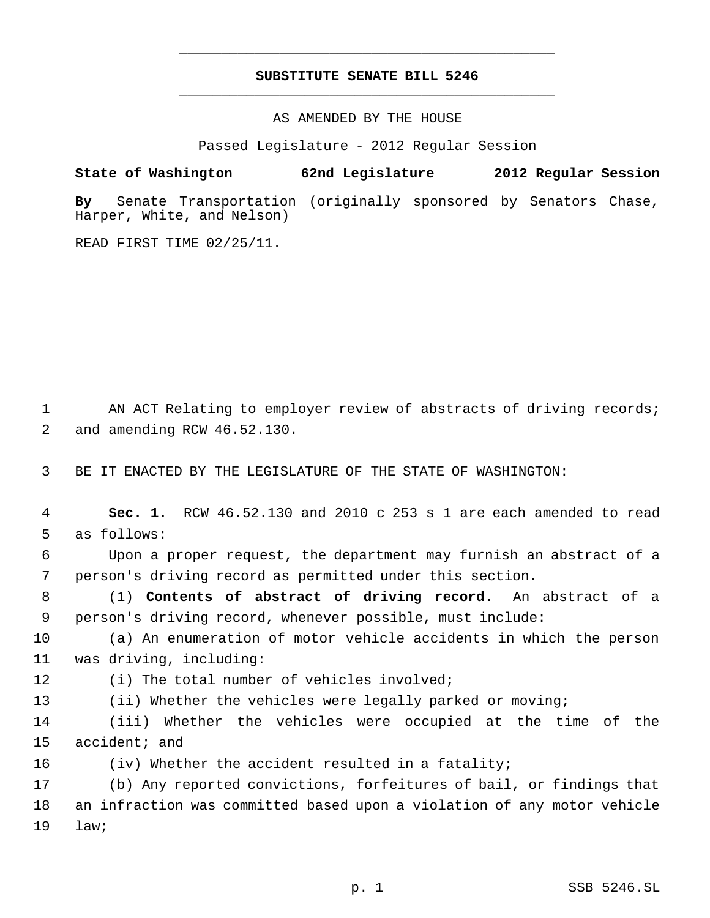# SUBSTITUTE SENATE BILL 5246

AS AMENDED BY THE HOUSE

Passed Legislature - 2012 Regular Session

**State of Washington 62nd Legislature 2012 Regular Session**

**By** Senate Transportation (originally sponsored by Senators Chase, Harper, White, and Nelson)

READ FIRST TIME 02/25/11.

AN ACT Relating to employer review of abstracts of driving records; and amending RCW 46.52.130.

BE IT ENACTED BY THE LEGISLATURE OF THE STATE OF WASHINGTON:

**Sec. 1.** RCW 46.52.130 and 2010 c 253 s 1 are each amended to read as follows:

Upon a proper request, the department may furnish an abstract of a person's driving record as permitted under this section.

(1) **Contents of abstract of driving record.** An abstract of a person's driving record, whenever possible, must include:

(a) An enumeration of motor vehicle accidents in which the person was driving, including:

(i) The total number of vehicles involved;

(ii) Whether the vehicles were legally parked or moving;

(iii) Whether the vehicles were occupied at the time of the accident; and

(iv) Whether the accident resulted in a fatality;

(b) Any reported convictions, forfeitures of bail, or findings that an infraction was committed based upon a violation of any motor vehicle law;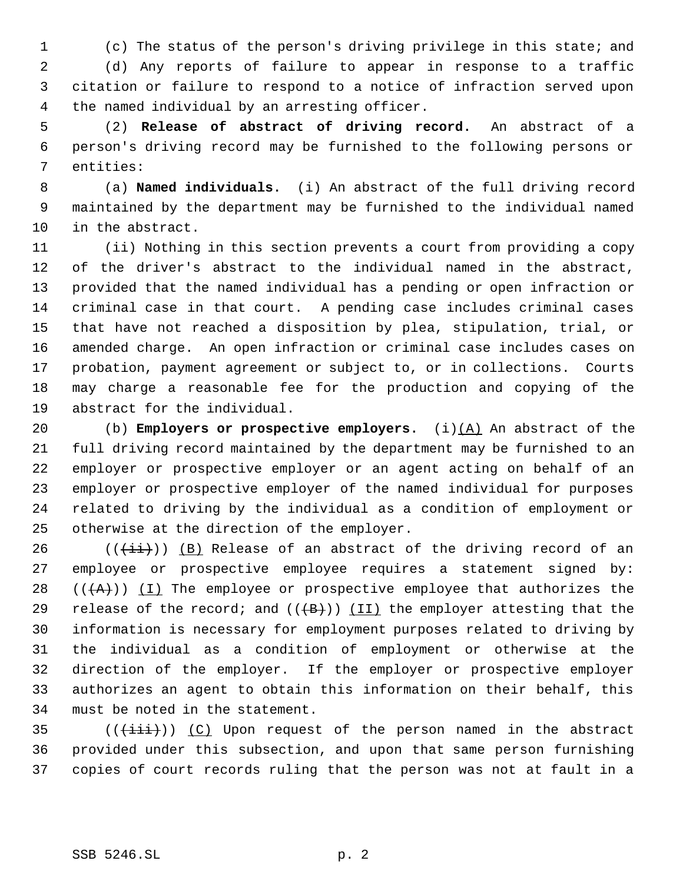(c) The status of the person's driving privilege in this state; and

(d) Any reports of failure to appear in response to a traffic citation or failure to respond to a notice of infraction served upon the named individual by an arresting officer.

(2) **Release of abstract of driving record.** An abstract of a person's driving record may be furnished to the following persons or entities:

(a) **Named individuals.** (i) An abstract of the full driving record maintained by the department may be furnished to the individual named in the abstract.

(ii) Nothing in this section prevents a court from providing a copy of the driver's abstract to the individual named in the abstract, provided that the named individual has a pending or open infraction or criminal case in that court. A pending case includes criminal cases that have not reached a disposition by plea, stipulation, trial, or amended charge. An open infraction or criminal case includes cases on probation, payment agreement or subject to, or in collections. Courts may charge a reasonable fee for the production and copying of the abstract for the individual.

(b) **Employers or prospective employers.** (i)<u>(A)</u> An abstract of the full driving record maintained by the department may be furnished to an employer or prospective employer or an agent acting on behalf of an employer or prospective employer of the named individual for purposes related to driving by the individual as a condition of employment or otherwise at the direction of the employer.

((~~(ii)~~)) <u>(B)</u> Release of an abstract of the driving record of an employee or prospective employee requires a statement signed by: ((~~(A)~~)) <u>(I)</u> The employee or prospective employee that authorizes the release of the record; and ((~~(B)~~)) <u>(II)</u> the employer attesting that the information is necessary for employment purposes related to driving by the individual as a condition of employment or otherwise at the direction of the employer. If the employer or prospective employer authorizes an agent to obtain this information on their behalf, this must be noted in the statement.

((~~(iii)~~)) <u>(C)</u> Upon request of the person named in the abstract provided under this subsection, and upon that same person furnishing copies of court records ruling that the person was not at fault in a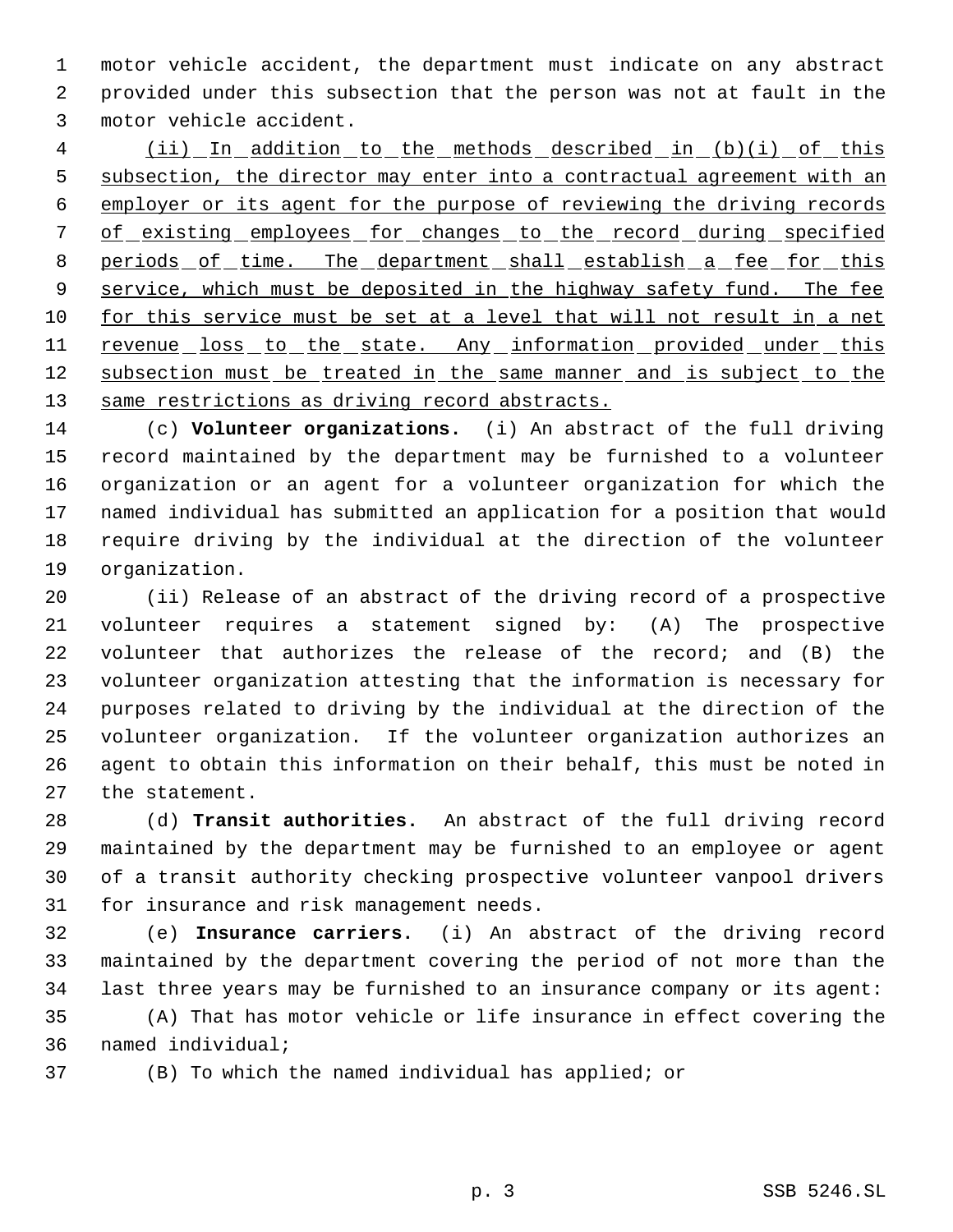motor vehicle accident, the department must indicate on any abstract provided under this subsection that the person was not at fault in the motor vehicle accident.

<u>(ii) In addition to the methods described in (b)(i) of this subsection, the director may enter into a contractual agreement with an employer or its agent for the purpose of reviewing the driving records of existing employees for changes to the record during specified periods of time. The department shall establish a fee for this service, which must be deposited in the highway safety fund. The fee for this service must be set at a level that will not result in a net revenue loss to the state. Any information provided under this subsection must be treated in the same manner and is subject to the same restrictions as driving record abstracts.</u>

(c) **Volunteer organizations.** (i) An abstract of the full driving record maintained by the department may be furnished to a volunteer organization or an agent for a volunteer organization for which the named individual has submitted an application for a position that would require driving by the individual at the direction of the volunteer organization.

(ii) Release of an abstract of the driving record of a prospective volunteer requires a statement signed by: (A) The prospective volunteer that authorizes the release of the record; and (B) the volunteer organization attesting that the information is necessary for purposes related to driving by the individual at the direction of the volunteer organization. If the volunteer organization authorizes an agent to obtain this information on their behalf, this must be noted in the statement.

(d) **Transit authorities.** An abstract of the full driving record maintained by the department may be furnished to an employee or agent of a transit authority checking prospective volunteer vanpool drivers for insurance and risk management needs.

(e) **Insurance carriers.** (i) An abstract of the driving record maintained by the department covering the period of not more than the last three years may be furnished to an insurance company or its agent:

(A) That has motor vehicle or life insurance in effect covering the named individual;

(B) To which the named individual has applied; or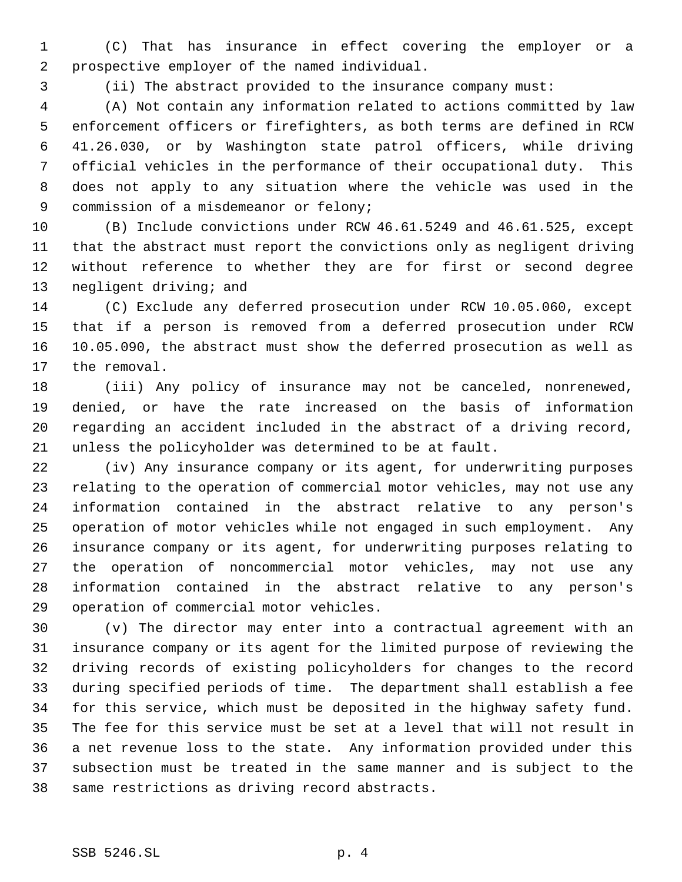(C) That has insurance in effect covering the employer or a prospective employer of the named individual.

(ii) The abstract provided to the insurance company must:

(A) Not contain any information related to actions committed by law enforcement officers or firefighters, as both terms are defined in RCW 41.26.030, or by Washington state patrol officers, while driving official vehicles in the performance of their occupational duty. This does not apply to any situation where the vehicle was used in the commission of a misdemeanor or felony;

(B) Include convictions under RCW 46.61.5249 and 46.61.525, except that the abstract must report the convictions only as negligent driving without reference to whether they are for first or second degree negligent driving; and

(C) Exclude any deferred prosecution under RCW 10.05.060, except that if a person is removed from a deferred prosecution under RCW 10.05.090, the abstract must show the deferred prosecution as well as the removal.

(iii) Any policy of insurance may not be canceled, nonrenewed, denied, or have the rate increased on the basis of information regarding an accident included in the abstract of a driving record, unless the policyholder was determined to be at fault.

(iv) Any insurance company or its agent, for underwriting purposes relating to the operation of commercial motor vehicles, may not use any information contained in the abstract relative to any person's operation of motor vehicles while not engaged in such employment. Any insurance company or its agent, for underwriting purposes relating to the operation of noncommercial motor vehicles, may not use any information contained in the abstract relative to any person's operation of commercial motor vehicles.

(v) The director may enter into a contractual agreement with an insurance company or its agent for the limited purpose of reviewing the driving records of existing policyholders for changes to the record during specified periods of time. The department shall establish a fee for this service, which must be deposited in the highway safety fund. The fee for this service must be set at a level that will not result in a net revenue loss to the state. Any information provided under this subsection must be treated in the same manner and is subject to the same restrictions as driving record abstracts.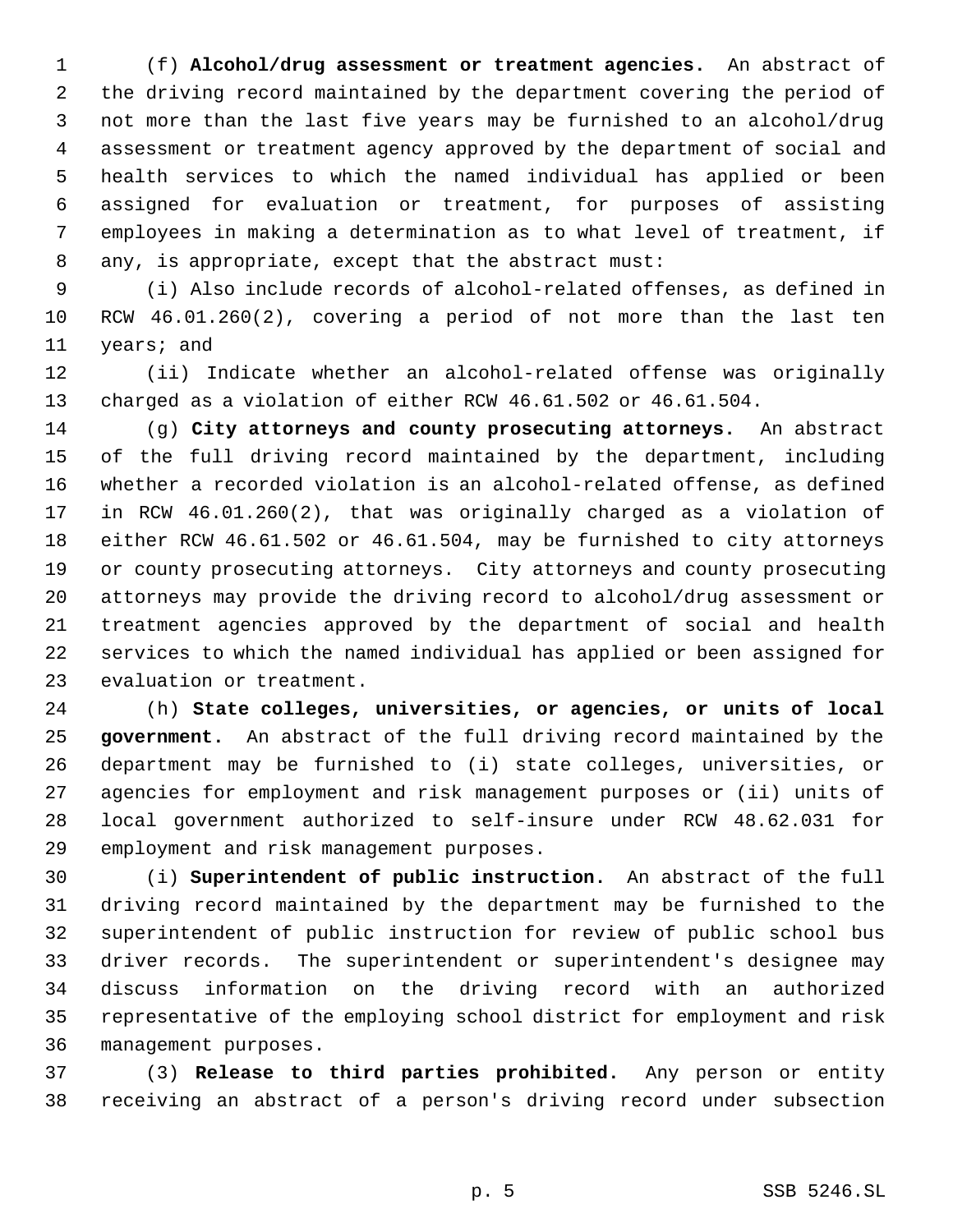(f) **Alcohol/drug assessment or treatment agencies.** An abstract of the driving record maintained by the department covering the period of not more than the last five years may be furnished to an alcohol/drug assessment or treatment agency approved by the department of social and health services to which the named individual has applied or been assigned for evaluation or treatment, for purposes of assisting employees in making a determination as to what level of treatment, if any, is appropriate, except that the abstract must:

(i) Also include records of alcohol-related offenses, as defined in RCW 46.01.260(2), covering a period of not more than the last ten years; and

(ii) Indicate whether an alcohol-related offense was originally charged as a violation of either RCW 46.61.502 or 46.61.504.

(g) **City attorneys and county prosecuting attorneys.** An abstract of the full driving record maintained by the department, including whether a recorded violation is an alcohol-related offense, as defined in RCW 46.01.260(2), that was originally charged as a violation of either RCW 46.61.502 or 46.61.504, may be furnished to city attorneys or county prosecuting attorneys. City attorneys and county prosecuting attorneys may provide the driving record to alcohol/drug assessment or treatment agencies approved by the department of social and health services to which the named individual has applied or been assigned for evaluation or treatment.

(h) **State colleges, universities, or agencies, or units of local government.** An abstract of the full driving record maintained by the department may be furnished to (i) state colleges, universities, or agencies for employment and risk management purposes or (ii) units of local government authorized to self-insure under RCW 48.62.031 for employment and risk management purposes.

(i) **Superintendent of public instruction.** An abstract of the full driving record maintained by the department may be furnished to the superintendent of public instruction for review of public school bus driver records. The superintendent or superintendent's designee may discuss information on the driving record with an authorized representative of the employing school district for employment and risk management purposes.

(3) **Release to third parties prohibited.** Any person or entity receiving an abstract of a person's driving record under subsection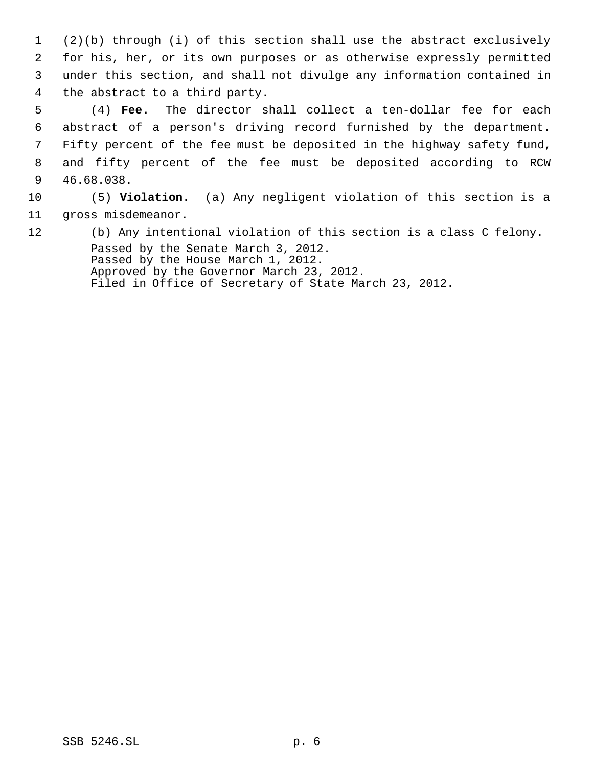(2)(b) through (i) of this section shall use the abstract exclusively for his, her, or its own purposes or as otherwise expressly permitted under this section, and shall not divulge any information contained in the abstract to a third party.

(4) **Fee.** The director shall collect a ten-dollar fee for each abstract of a person's driving record furnished by the department. Fifty percent of the fee must be deposited in the highway safety fund, and fifty percent of the fee must be deposited according to RCW 46.68.038.

(5) **Violation.** (a) Any negligent violation of this section is a gross misdemeanor.

(b) Any intentional violation of this section is a class C felony.

Passed by the Senate March 3, 2012.
Passed by the House March 1, 2012.
Approved by the Governor March 23, 2012.
Filed in Office of Secretary of State March 23, 2012.